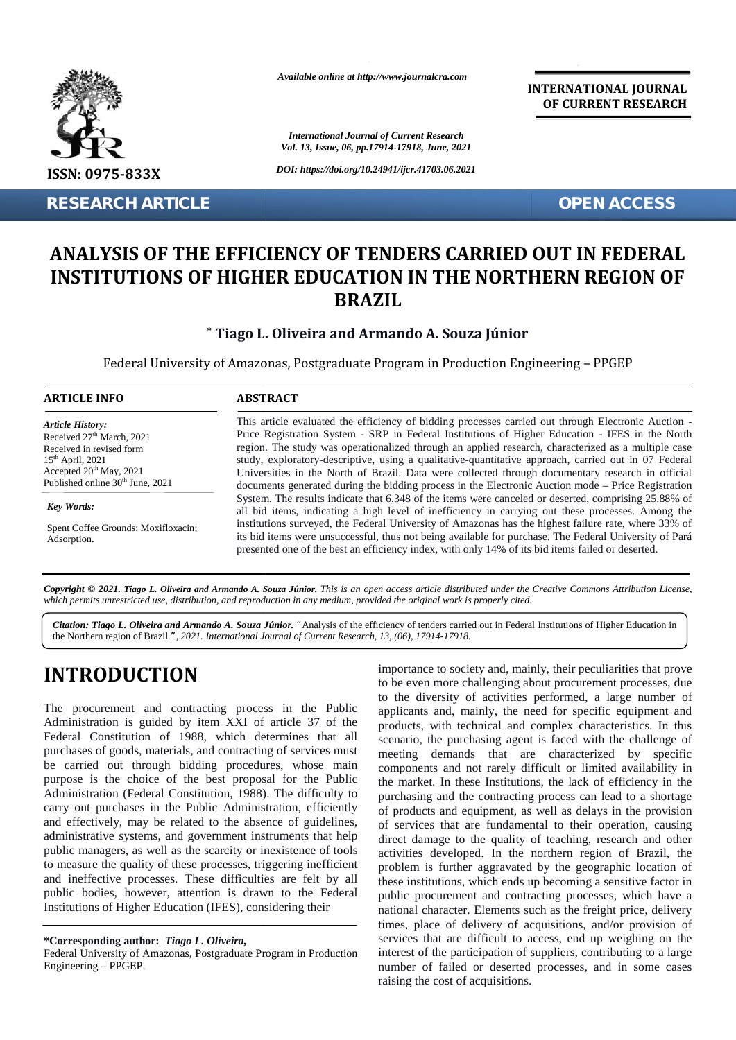ISSN: 0975-833X

*Available online at http://www.journalcra.com*

*International Journal of Current Research*
*Vol. 13, Issue, 06, pp.17914-17918, June, 2021*

*DOI: https://doi.org/10.24941/ijcr.41703.06.2021*

**INTERNATIONAL JOURNAL OF CURRENT RESEARCH**

**RESEARCH ARTICLE** **OPEN ACCESS**

# ANALYSIS OF THE EFFICIENCY OF TENDERS CARRIED OUT IN FEDERAL INSTITUTIONS OF HIGHER EDUCATION IN THE NORTHERN REGION OF BRAZIL

**[*] Tiago L. Oliveira and Armando A. Souza Júnior**

Federal University of Amazonas, Postgraduate Program in Production Engineering – PPGEP

**ARTICLE INFO**

***Article History:***

Received 27th March, 2021
Received in revised form
15th April, 2021
Accepted 20th May, 2021
Published online 30th June, 2021

***Key Words:***

Spent Coffee Grounds; Moxifloxacin; Adsorption.

**ABSTRACT**

This article evaluated the efficiency of bidding processes carried out through Electronic Auction - Price Registration System - SRP in Federal Institutions of Higher Education - IFES in the North region. The study was operationalized through an applied research, characterized as a multiple case study, exploratory-descriptive, using a qualitative-quantitative approach, carried out in 07 Federal Universities in the North of Brazil. Data were collected through documentary research in official documents generated during the bidding process in the Electronic Auction mode – Price Registration System. The results indicate that 6,348 of the items were canceled or deserted, comprising 25.88% of all bid items, indicating a high level of inefficiency in carrying out these processes. Among the institutions surveyed, the Federal University of Amazonas has the highest failure rate, where 33% of its bid items were unsuccessful, thus not being available for purchase. The Federal University of Pará presented one of the best an efficiency index, with only 14% of its bid items failed or deserted.

***Copyright © 2021. Tiago L. Oliveira and Armando A. Souza Júnior.** This is an open access article distributed under the Creative Commons Attribution License, which permits unrestricted use, distribution, and reproduction in any medium, provided the original work is properly cited.*

***Citation: Tiago L. Oliveira and Armando A. Souza Júnior.** "*Analysis of the efficiency of tenders carried out in Federal Institutions of Higher Education in the Northern region of Brazil.*", 2021. International Journal of Current Research, 13, (06), 17914-17918.*

# INTRODUCTION

The procurement and contracting process in the Public Administration is guided by item XXI of article 37 of the Federal Constitution of 1988, which determines that all purchases of goods, materials, and contracting of services must be carried out through bidding procedures, whose main purpose is the choice of the best proposal for the Public Administration (Federal Constitution, 1988). The difficulty to carry out purchases in the Public Administration, efficiently and effectively, may be related to the absence of guidelines, administrative systems, and government instruments that help public managers, as well as the scarcity or inexistence of tools to measure the quality of these processes, triggering inefficient and ineffective processes. These difficulties are felt by all public bodies, however, attention is drawn to the Federal Institutions of Higher Education (IFES), considering their importance to society and, mainly, their peculiarities that prove to be even more challenging about procurement processes, due to the diversity of activities performed, a large number of applicants and, mainly, the need for specific equipment and products, with technical and complex characteristics. In this scenario, the purchasing agent is faced with the challenge of meeting demands that are characterized by specific components and not rarely difficult or limited availability in the market. In these Institutions, the lack of efficiency in the purchasing and the contracting process can lead to a shortage of products and equipment, as well as delays in the provision of services that are fundamental to their operation, causing direct damage to the quality of teaching, research and other activities developed. In the northern region of Brazil, the problem is further aggravated by the geographic location of these institutions, which ends up becoming a sensitive factor in public procurement and contracting processes, which have a national character. Elements such as the freight price, delivery times, place of delivery of acquisitions, and/or provision of services that are difficult to access, end up weighing on the interest of the participation of suppliers, contributing to a large number of failed or deserted processes, and in some cases raising the cost of acquisitions.

**\*Corresponding author: *Tiago L. Oliveira,***
Federal University of Amazonas, Postgraduate Program in Production Engineering – PPGEP.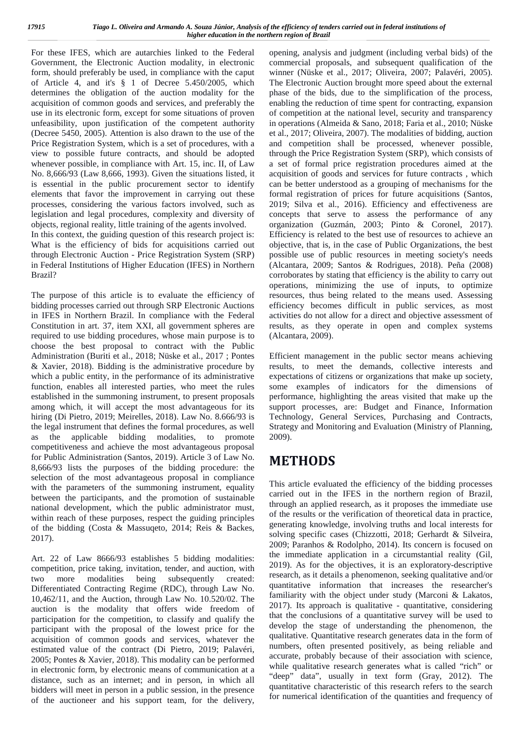For these IFES, which are autarchies linked to the Federal Government, the Electronic Auction modality, in electronic form, should preferably be used, in compliance with the caput of Article 4, and it's § 1 of Decree 5.450/2005, which determines the obligation of the auction modality for the acquisition of common goods and services, and preferably the use in its electronic form, except for some situations of proven unfeasibility, upon justification of the competent authority (Decree 5450, 2005). Attention is also drawn to the use of the Price Registration System, which is a set of procedures, with a view to possible future contracts, and should be adopted whenever possible, in compliance with Art. 15, inc. II, of Law No. 8,666/93 (Law 8,666, 1993). Given the situations listed, it is essential in the public procurement sector to identify elements that favor the improvement in carrying out these processes, considering the various factors involved, such as legislation and legal procedures, complexity and diversity of objects, regional reality, little training of the agents involved.
In this context, the guiding question of this research project is: What is the efficiency of bids for acquisitions carried out through Electronic Auction - Price Registration System (SRP) in Federal Institutions of Higher Education (IFES) in Northern Brazil?

The purpose of this article is to evaluate the efficiency of bidding processes carried out through SRP Electronic Auctions in IFES in Northern Brazil. In compliance with the Federal Constitution in art. 37, item XXI, all government spheres are required to use bidding procedures, whose main purpose is to choose the best proposal to contract with the Public Administration (Buriti et al., 2018; Nüske et al., 2017 ; Pontes & Xavier, 2018). Bidding is the administrative procedure by which a public entity, in the performance of its administrative function, enables all interested parties, who meet the rules established in the summoning instrument, to present proposals among which, it will accept the most advantageous for its hiring (Di Pietro, 2019; Meirelles, 2018). Law No. 8.666/93 is the legal instrument that defines the formal procedures, as well as the applicable bidding modalities, to promote competitiveness and achieve the most advantageous proposal for Public Administration (Santos, 2019). Article 3 of Law No. 8,666/93 lists the purposes of the bidding procedure: the selection of the most advantageous proposal in compliance with the parameters of the summoning instrument, equality between the participants, and the promotion of sustainable national development, which the public administrator must, within reach of these purposes, respect the guiding principles of the bidding (Costa & Massuqeto, 2014; Reis & Backes, 2017).

Art. 22 of Law 8666/93 establishes 5 bidding modalities: competition, price taking, invitation, tender, and auction, with two more modalities being subsequently created: Differentiated Contracting Regime (RDC), through Law No. 10,462/11, and the Auction, through Law No. 10.520/02. The auction is the modality that offers wide freedom of participation for the competition, to classify and qualify the participant with the proposal of the lowest price for the acquisition of common goods and services, whatever the estimated value of the contract (Di Pietro, 2019; Palavéri, 2005; Pontes & Xavier, 2018). This modality can be performed in electronic form, by electronic means of communication at a distance, such as an internet; and in person, in which all bidders will meet in person in a public session, in the presence of the auctioneer and his support team, for the delivery, opening, analysis and judgment (including verbal bids) of the commercial proposals, and subsequent qualification of the winner (Nüske et al., 2017; Oliveira, 2007; Palavéri, 2005). The Electronic Auction brought more speed about the external phase of the bids, due to the simplification of the process, enabling the reduction of time spent for contracting, expansion of competition at the national level, security and transparency in operations (Almeida & Sano, 2018; Faria et al., 2010; Nüske et al., 2017; Oliveira, 2007). The modalities of bidding, auction and competition shall be processed, whenever possible, through the Price Registration System (SRP), which consists of a set of formal price registration procedures aimed at the acquisition of goods and services for future contracts , which can be better understood as a grouping of mechanisms for the formal registration of prices for future acquisitions (Santos, 2019; Silva et al., 2016). Efficiency and effectiveness are concepts that serve to assess the performance of any organization (Guzmán, 2003; Pinto & Coronel, 2017). Efficiency is related to the best use of resources to achieve an objective, that is, in the case of Public Organizations, the best possible use of public resources in meeting society's needs (Alcantara, 2009; Santos & Rodrigues, 2018). Peña (2008) corroborates by stating that efficiency is the ability to carry out operations, minimizing the use of inputs, to optimize resources, thus being related to the means used. Assessing efficiency becomes difficult in public services, as most activities do not allow for a direct and objective assessment of results, as they operate in open and complex systems (Alcantara, 2009).

Efficient management in the public sector means achieving results, to meet the demands, collective interests and expectations of citizens or organizations that make up society, some examples of indicators for the dimensions of performance, highlighting the areas visited that make up the support processes, are: Budget and Finance, Information Technology, General Services, Purchasing and Contracts, Strategy and Monitoring and Evaluation (Ministry of Planning, 2009).

# METHODS

This article evaluated the efficiency of the bidding processes carried out in the IFES in the northern region of Brazil, through an applied research, as it proposes the immediate use of the results or the verification of theoretical data in practice, generating knowledge, involving truths and local interests for solving specific cases (Chizzotti, 2018; Gerhardt & Silveira, 2009; Paranhos & Rodolpho, 2014). Its concern is focused on the immediate application in a circumstantial reality (Gil, 2019). As for the objectives, it is an exploratory-descriptive research, as it details a phenomenon, seeking qualitative and/or quantitative information that increases the researcher's familiarity with the object under study (Marconi & Lakatos, 2017). Its approach is qualitative - quantitative, considering that the conclusions of a quantitative survey will be used to develop the stage of understanding the phenomenon, the qualitative. Quantitative research generates data in the form of numbers, often presented positively, as being reliable and accurate, probably because of their association with science, while qualitative research generates what is called "rich" or "deep" data", usually in text form (Gray, 2012). The quantitative characteristic of this research refers to the search for numerical identification of the quantities and frequency of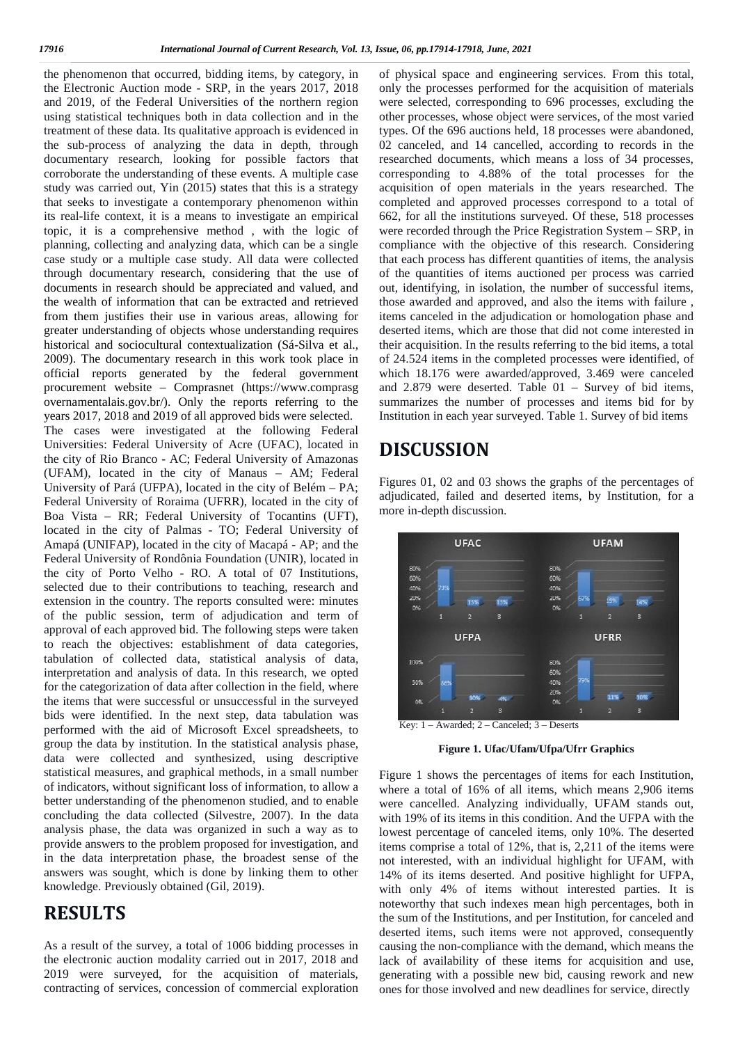the phenomenon that occurred, bidding items, by category, in the Electronic Auction mode - SRP, in the years 2017, 2018 and 2019, of the Federal Universities of the northern region using statistical techniques both in data collection and in the treatment of these data. Its qualitative approach is evidenced in the sub-process of analyzing the data in depth, through documentary research, looking for possible factors that corroborate the understanding of these events. A multiple case study was carried out, Yin (2015) states that this is a strategy that seeks to investigate a contemporary phenomenon within its real-life context, it is a means to investigate an empirical topic, it is a comprehensive method , with the logic of planning, collecting and analyzing data, which can be a single case study or a multiple case study. All data were collected through documentary research, considering that the use of documents in research should be appreciated and valued, and the wealth of information that can be extracted and retrieved from them justifies their use in various areas, allowing for greater understanding of objects whose understanding requires historical and sociocultural contextualization (Sá-Silva et al., 2009). The documentary research in this work took place in official reports generated by the federal government procurement website – Comprasnet (https://www.comprasgovernamentalais.gov.br/). Only the reports referring to the years 2017, 2018 and 2019 of all approved bids were selected. The cases were investigated at the following Federal Universities: Federal University of Acre (UFAC), located in the city of Rio Branco - AC; Federal University of Amazonas (UFAM), located in the city of Manaus – AM; Federal University of Pará (UFPA), located in the city of Belém – PA; Federal University of Roraima (UFRR), located in the city of Boa Vista – RR; Federal University of Tocantins (UFT), located in the city of Palmas - TO; Federal University of Amapá (UNIFAP), located in the city of Macapá - AP; and the Federal University of Rondônia Foundation (UNIR), located in the city of Porto Velho - RO. A total of 07 Institutions, selected due to their contributions to teaching, research and extension in the country. The reports consulted were: minutes of the public session, term of adjudication and term of approval of each approved bid. The following steps were taken to reach the objectives: establishment of data categories, tabulation of collected data, statistical analysis of data, interpretation and analysis of data. In this research, we opted for the categorization of data after collection in the field, where the items that were successful or unsuccessful in the surveyed bids were identified. In the next step, data tabulation was performed with the aid of Microsoft Excel spreadsheets, to group the data by institution. In the statistical analysis phase, data were collected and synthesized, using descriptive statistical measures, and graphical methods, in a small number of indicators, without significant loss of information, to allow a better understanding of the phenomenon studied, and to enable concluding the data collected (Silvestre, 2007). In the data analysis phase, the data was organized in such a way as to provide answers to the problem proposed for investigation, and in the data interpretation phase, the broadest sense of the answers was sought, which is done by linking them to other knowledge. Previously obtained (Gil, 2019).

# RESULTS

As a result of the survey, a total of 1006 bidding processes in the electronic auction modality carried out in 2017, 2018 and 2019 were surveyed, for the acquisition of materials, contracting of services, concession of commercial exploration of physical space and engineering services. From this total, only the processes performed for the acquisition of materials were selected, corresponding to 696 processes, excluding the other processes, whose object were services, of the most varied types. Of the 696 auctions held, 18 processes were abandoned, 02 canceled, and 14 cancelled, according to records in the researched documents, which means a loss of 34 processes, corresponding to 4.88% of the total processes for the acquisition of open materials in the years researched. The completed and approved processes correspond to a total of 662, for all the institutions surveyed. Of these, 518 processes were recorded through the Price Registration System – SRP, in compliance with the objective of this research. Considering that each process has different quantities of items, the analysis of the quantities of items auctioned per process was carried out, identifying, in isolation, the number of successful items, those awarded and approved, and also the items with failure , items canceled in the adjudication or homologation phase and deserted items, which are those that did not come interested in their acquisition. In the results referring to the bid items, a total of 24.524 items in the completed processes were identified, of which 18.176 were awarded/approved, 3.469 were canceled and 2.879 were deserted. Table 01 – Survey of bid items, summarizes the number of processes and items bid for by Institution in each year surveyed. Table 1. Survey of bid items

# DISCUSSION

Figures 01, 02 and 03 shows the graphs of the percentages of adjudicated, failed and deserted items, by Institution, for a more in-depth discussion.

Key: 1 – Awarded; 2 – Canceled; 3 – Deserts

**Figure 1. Ufac/Ufam/Ufpa/Ufrr Graphics**

Figure 1 shows the percentages of items for each Institution, where a total of 16% of all items, which means 2,906 items were cancelled. Analyzing individually, UFAM stands out, with 19% of its items in this condition. And the UFPA with the lowest percentage of canceled items, only 10%. The deserted items comprise a total of 12%, that is, 2,211 of the items were not interested, with an individual highlight for UFAM, with 14% of its items deserted. And positive highlight for UFPA, with only 4% of items without interested parties. It is noteworthy that such indexes mean high percentages, both in the sum of the Institutions, and per Institution, for canceled and deserted items, such items were not approved, consequently causing the non-compliance with the demand, which means the lack of availability of these items for acquisition and use, generating with a possible new bid, causing rework and new ones for those involved and new deadlines for service, directly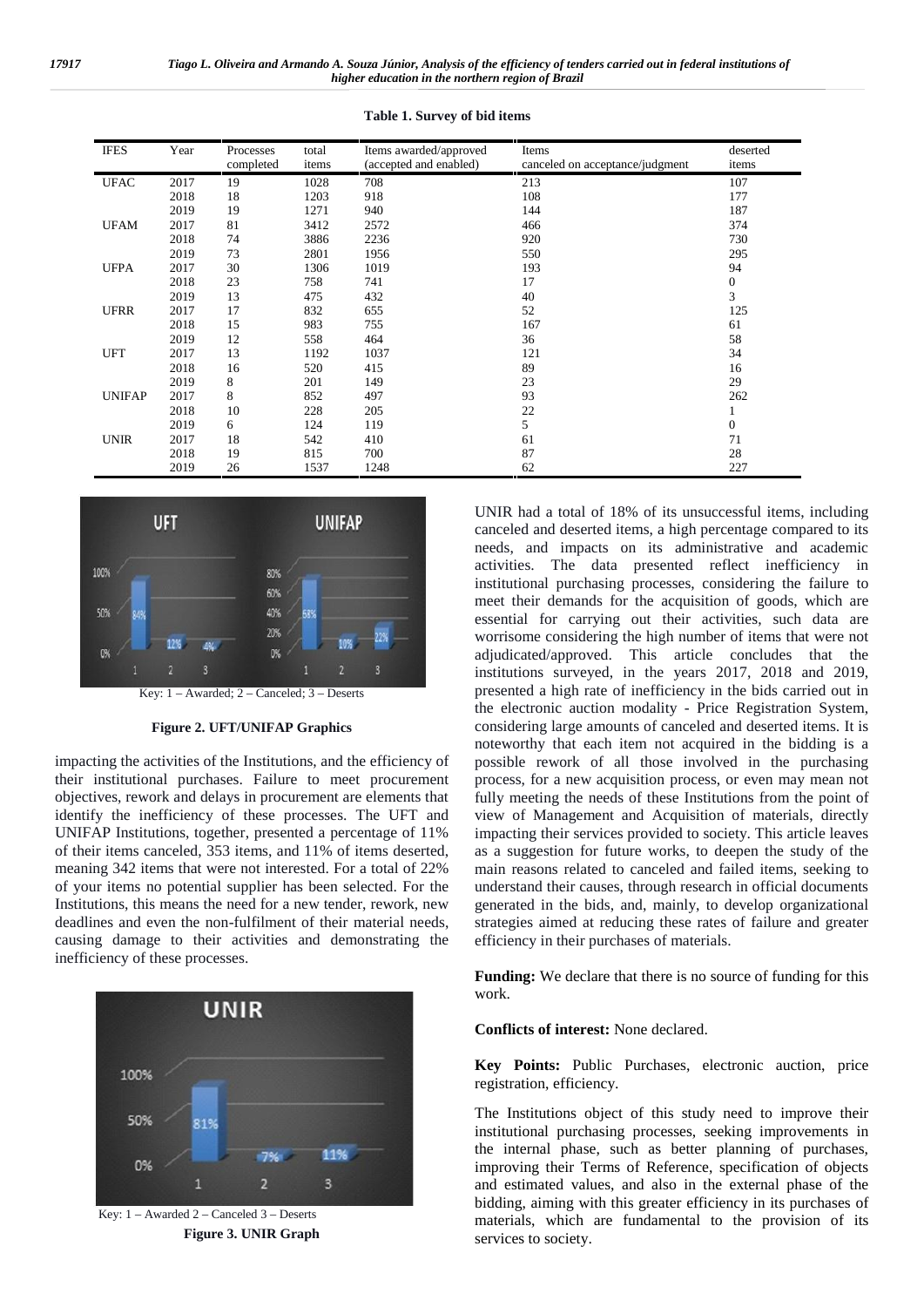**Table 1. Survey of bid items**

| IFES | Year | Processes completed | total items | Items awarded/approved (accepted and enabled) | Items canceled on acceptance/judgment | deserted items |
|---|---|---|---|---|---|---|
| UFAC | 2017 | 19 | 1028 | 708 | 213 | 107 |
| | 2018 | 18 | 1203 | 918 | 108 | 177 |
| | 2019 | 19 | 1271 | 940 | 144 | 187 |
| UFAM | 2017 | 81 | 3412 | 2572 | 466 | 374 |
| | 2018 | 74 | 3886 | 2236 | 920 | 730 |
| | 2019 | 73 | 2801 | 1956 | 550 | 295 |
| UFPA | 2017 | 30 | 1306 | 1019 | 193 | 94 |
| | 2018 | 23 | 758 | 741 | 17 | 0 |
| | 2019 | 13 | 475 | 432 | 40 | 3 |
| UFRR | 2017 | 17 | 832 | 655 | 52 | 125 |
| | 2018 | 15 | 983 | 755 | 167 | 61 |
| | 2019 | 12 | 558 | 464 | 36 | 58 |
| UFT | 2017 | 13 | 1192 | 1037 | 121 | 34 |
| | 2018 | 16 | 520 | 415 | 89 | 16 |
| | 2019 | 8 | 201 | 149 | 23 | 29 |
| UNIFAP | 2017 | 8 | 852 | 497 | 93 | 262 |
| | 2018 | 10 | 228 | 205 | 22 | 1 |
| | 2019 | 6 | 124 | 119 | 5 | 0 |
| UNIR | 2017 | 18 | 542 | 410 | 61 | 71 |
| | 2018 | 19 | 815 | 700 | 87 | 28 |
| | 2019 | 26 | 1537 | 1248 | 62 | 227 |

Key: 1 – Awarded; 2 – Canceled; 3 – Deserts

**Figure 2. UFT/UNIFAP Graphics**

impacting the activities of the Institutions, and the efficiency of their institutional purchases. Failure to meet procurement objectives, rework and delays in procurement are elements that identify the inefficiency of these processes. The UFT and UNIFAP Institutions, together, presented a percentage of 11% of their items canceled, 353 items, and 11% of items deserted, meaning 342 items that were not interested. For a total of 22% of your items no potential supplier has been selected. For the Institutions, this means the need for a new tender, rework, new deadlines and even the non-fulfilment of their material needs, causing damage to their activities and demonstrating the inefficiency of these processes.

Key: 1 – Awarded 2 – Canceled 3 – Deserts

**Figure 3. UNIR Graph**

UNIR had a total of 18% of its unsuccessful items, including canceled and deserted items, a high percentage compared to its needs, and impacts on its administrative and academic activities. The data presented reflect inefficiency in institutional purchasing processes, considering the failure to meet their demands for the acquisition of goods, which are essential for carrying out their activities, such data are worrisome considering the high number of items that were not adjudicated/approved. This article concludes that the institutions surveyed, in the years 2017, 2018 and 2019, presented a high rate of inefficiency in the bids carried out in the electronic auction modality - Price Registration System, considering large amounts of canceled and deserted items. It is noteworthy that each item not acquired in the bidding is a possible rework of all those involved in the purchasing process, for a new acquisition process, or even may mean not fully meeting the needs of these Institutions from the point of view of Management and Acquisition of materials, directly impacting their services provided to society. This article leaves as a suggestion for future works, to deepen the study of the main reasons related to canceled and failed items, seeking to understand their causes, through research in official documents generated in the bids, and, mainly, to develop organizational strategies aimed at reducing these rates of failure and greater efficiency in their purchases of materials.

**Funding:** We declare that there is no source of funding for this work.

**Conflicts of interest:** None declared.

**Key Points:** Public Purchases, electronic auction, price registration, efficiency.

The Institutions object of this study need to improve their institutional purchasing processes, seeking improvements in the internal phase, such as better planning of purchases, improving their Terms of Reference, specification of objects and estimated values, and also in the external phase of the bidding, aiming with this greater efficiency in its purchases of materials, which are fundamental to the provision of its services to society.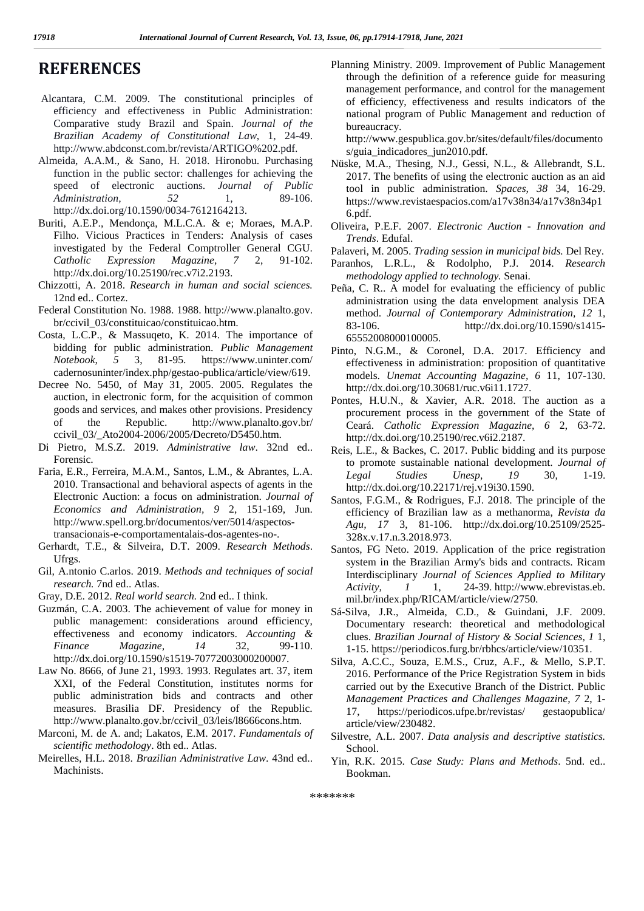# REFERENCES

Alcantara, C.M. 2009. The constitutional principles of efficiency and effectiveness in Public Administration: Comparative study Brazil and Spain. *Journal of the Brazilian Academy of Constitutional Law*, 1, 24-49. http://www.abdconst.com.br/revista/ARTIGO%202.pdf.

Almeida, A.A.M., & Sano, H. 2018. Hironobu. Purchasing function in the public sector: challenges for achieving the speed of electronic auctions. *Journal of Public Administration, 52* 1, 89-106. http://dx.doi.org/10.1590/0034-7612164213.

Buriti, A.E.P., Mendonça, M.L.C.A. & e; Moraes, M.A.P. Filho. Vicious Practices in Tenders: Analysis of cases investigated by the Federal Comptroller General CGU. *Catholic Expression Magazine, 7* 2, 91-102. http://dx.doi.org/10.25190/rec.v7i2.2193.

Chizzotti, A. 2018. *Research in human and social sciences.* 12nd ed.. Cortez.

Federal Constitution No. 1988. 1988. http://www.planalto.gov.br/ccivil_03/constituicao/constituicao.htm.

Costa, L.C.P., & Massuqeto, K. 2014. The importance of bidding for public administration. *Public Management Notebook, 5* 3, 81-95. https://www.uninter.com/cadernosuninter/index.php/gestao-publica/article/view/619.

Decree No. 5450, of May 31, 2005. 2005. Regulates the auction, in electronic form, for the acquisition of common goods and services, and makes other provisions. Presidency of the Republic. http://www.planalto.gov.br/ccivil_03/_Ato2004-2006/2005/Decreto/D5450.htm.

Di Pietro, M.S.Z. 2019. *Administrative law*. 32nd ed.. Forensic.

Faria, E.R., Ferreira, M.A.M., Santos, L.M., & Abrantes, L.A. 2010. Transactional and behavioral aspects of agents in the Electronic Auction: a focus on administration. *Journal of Economics and Administration, 9* 2, 151-169, Jun. http://www.spell.org.br/documentos/ver/5014/aspectos-transacionais-e-comportamentalais-dos-agentes-no-.

Gerhardt, T.E., & Silveira, D.T. 2009. *Research Methods*. Ufrgs.

Gil, A.ntonio C.arlos. 2019. *Methods and techniques of social research.* 7nd ed.. Atlas.

Gray, D.E. 2012. *Real world search.* 2nd ed.. I think.

Guzmán, C.A. 2003. The achievement of value for money in public management: considerations around efficiency, effectiveness and economy indicators. *Accounting & Finance Magazine, 14* 32, 99-110. http://dx.doi.org/10.1590/s1519-70772003000200007.

Law No. 8666, of June 21, 1993. 1993. Regulates art. 37, item XXI, of the Federal Constitution, institutes norms for public administration bids and contracts and other measures. Brasilia DF. Presidency of the Republic. http://www.planalto.gov.br/ccivil_03/leis/l8666cons.htm.

Marconi, M. de A. and; Lakatos, E.M. 2017. *Fundamentals of scientific methodology*. 8th ed.. Atlas.

Meirelles, H.L. 2018. *Brazilian Administrative Law*. 43nd ed.. Machinists.

Planning Ministry. 2009. Improvement of Public Management through the definition of a reference guide for measuring management performance, and control for the management of efficiency, effectiveness and results indicators of the national program of Public Management and reduction of bureaucracy. http://www.gespublica.gov.br/sites/default/files/documentos/guia_indicadores_jun2010.pdf.

Nüske, M.A., Thesing, N.J., Gessi, N.L., & Allebrandt, S.L. 2017. The benefits of using the electronic auction as an aid tool in public administration. *Spaces, 38* 34, 16-29. https://www.revistaespacios.com/a17v38n34/a17v38n34p16.pdf.

Oliveira, P.E.F. 2007. *Electronic Auction - Innovation and Trends*. Edufal.

Palaveri, M. 2005. *Trading session in municipal bids.* Del Rey.

Paranhos, L.R.L., & Rodolpho, P.J. 2014. *Research methodology applied to technology.* Senai.

Peña, C. R.. A model for evaluating the efficiency of public administration using the data envelopment analysis DEA method. *Journal of Contemporary Administration, 12* 1, 83-106. http://dx.doi.org/10.1590/s1415-65552008000100005.

Pinto, N.G.M., & Coronel, D.A. 2017. Efficiency and effectiveness in administration: proposition of quantitative models. *Unemat Accounting Magazine, 6* 11, 107-130. http://dx.doi.org/10.30681/ruc.v6i11.1727.

Pontes, H.U.N., & Xavier, A.R. 2018. The auction as a procurement process in the government of the State of Ceará. *Catholic Expression Magazine, 6* 2, 63-72. http://dx.doi.org/10.25190/rec.v6i2.2187.

Reis, L.E., & Backes, C. 2017. Public bidding and its purpose to promote sustainable national development. *Journal of Legal Studies Unesp, 19* 30, 1-19. http://dx.doi.org/10.22171/rej.v19i30.1590.

Santos, F.G.M., & Rodrigues, F.J. 2018. The principle of the efficiency of Brazilian law as a methanorma, *Revista da Agu, 17* 3, 81-106. http://dx.doi.org/10.25109/2525-328x.v.17.n.3.2018.973.

Santos, FG Neto. 2019. Application of the price registration system in the Brazilian Army's bids and contracts. Ricam Interdisciplinary *Journal of Sciences Applied to Military Activity, 1* 1, 24-39. http://www.ebrevistas.eb.mil.br/index.php/RICAM/article/view/2750.

Sá-Silva, J.R., Almeida, C.D., & Guindani, J.F. 2009. Documentary research: theoretical and methodological clues. *Brazilian Journal of History & Social Sciences, 1* 1, 1-15. https://periodicos.furg.br/rbhcs/article/view/10351.

Silva, A.C.C., Souza, E.M.S., Cruz, A.F., & Mello, S.P.T. 2016. Performance of the Price Registration System in bids carried out by the Executive Branch of the District. Public *Management Practices and Challenges Magazine, 7* 2, 1-17, https://periodicos.ufpe.br/revistas/ gestaopublica/article/view/230482.

Silvestre, A.L. 2007. *Data analysis and descriptive statistics.* School.

Yin, R.K. 2015. *Case Study: Plans and Methods*. 5nd. ed.. Bookman.

\*\*\*\*\*\*\*